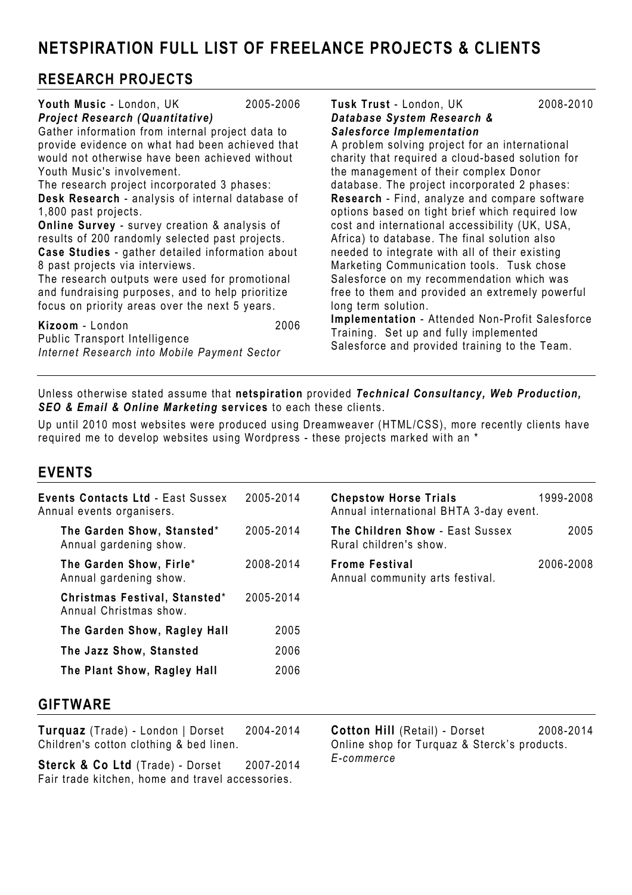# NETSPIRATION FULL LIST OF FREELANCE PROJECTS & CLIENTS

## RESEARCH PROJECTS

**Youth Music** - London, UK 2005-2006
***Project Research (Quantitative)***
Gather information from internal project data to provide evidence on what had been achieved that would not otherwise have been achieved without Youth Music's involvement.
The research project incorporated 3 phases:
**Desk Research** - analysis of internal database of 1,800 past projects.
**Online Survey** - survey creation & analysis of results of 200 randomly selected past projects.
**Case Studies** - gather detailed information about 8 past projects via interviews.
The research outputs were used for promotional and fundraising purposes, and to help prioritize focus on priority areas over the next 5 years.

**Kizoom** - London 2006
Public Transport Intelligence
*Internet Research into Mobile Payment Sector*

**Tusk Trust** - London, UK 2008-2010
***Database System Research & Salesforce Implementation***
A problem solving project for an international charity that required a cloud-based solution for the management of their complex Donor database. The project incorporated 2 phases:
**Research** - Find, analyze and compare software options based on tight brief which required low cost and international accessibility (UK, USA, Africa) to database. The final solution also needed to integrate with all of their existing Marketing Communication tools. Tusk chose Salesforce on my recommendation which was free to them and provided an extremely powerful long term solution.
**Implementation** - Attended Non-Profit Salesforce Training. Set up and fully implemented Salesforce and provided training to the Team.

---

Unless otherwise stated assume that **netspiration** provided ***Technical Consultancy, Web Production, SEO & Email & Online Marketing* services** to each these clients.

Up until 2010 most websites were produced using Dreamweaver (HTML/CSS), more recently clients have required me to develop websites using Wordpress - these projects marked with an *

## EVENTS

**Events Contacts Ltd** - East Sussex 2005-2014
Annual events organisers.

- **The Garden Show, Stansted*** 2005-2014
  Annual gardening show.
- **The Garden Show, Firle*** 2008-2014
  Annual gardening show.
- **Christmas Festival, Stansted*** 2005-2014
  Annual Christmas show.
- **The Garden Show, Ragley Hall** 2005
- **The Jazz Show, Stansted** 2006
- **The Plant Show, Ragley Hall** 2006

**Chepstow Horse Trials** 1999-2008
Annual international BHTA 3-day event.

**The Children Show** - East Sussex 2005
Rural children's show.

**Frome Festival** 2006-2008
Annual community arts festival.

## GIFTWARE

**Turquaz** (Trade) - London | Dorset 2004-2014
Children's cotton clothing & bed linen.

**Sterck & Co Ltd** (Trade) - Dorset 2007-2014
Fair trade kitchen, home and travel accessories.

**Cotton Hill** (Retail) - Dorset 2008-2014
Online shop for Turquaz & Sterck's products.
*E-commerce*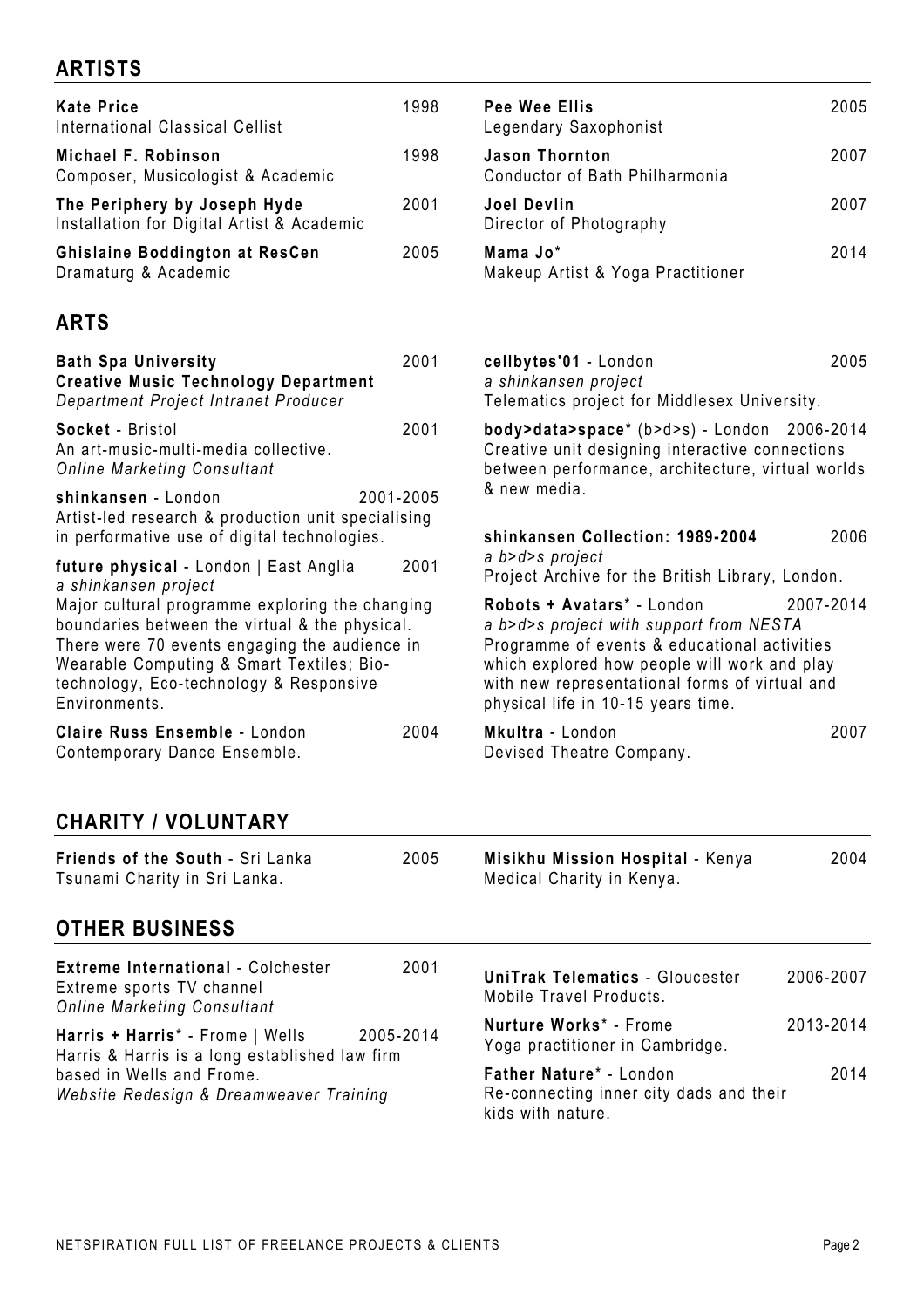## ARTISTS

**Kate Price** 1998
International Classical Cellist

**Michael F. Robinson** 1998
Composer, Musicologist & Academic

**The Periphery by Joseph Hyde** 2001
Installation for Digital Artist & Academic

**Ghislaine Boddington at ResCen** 2005
Dramaturg & Academic

**Pee Wee Ellis** 2005
Legendary Saxophonist

**Jason Thornton** 2007
Conductor of Bath Philharmonia

**Joel Devlin** 2007
Director of Photography

**Mama Jo*** 2014
Makeup Artist & Yoga Practitioner

## ARTS

**Bath Spa University** 2001
**Creative Music Technology Department**
*Department Project Intranet Producer*

**Socket** - Bristol 2001
An art-music-multi-media collective.
*Online Marketing Consultant*

**shinkansen** - London 2001-2005
Artist-led research & production unit specialising in performative use of digital technologies.

**future physical** - London | East Anglia 2001
*a shinkansen project*
Major cultural programme exploring the changing boundaries between the virtual & the physical. There were 70 events engaging the audience in Wearable Computing & Smart Textiles; Bio-technology, Eco-technology & Responsive Environments.

**Claire Russ Ensemble** - London 2004
Contemporary Dance Ensemble.

**cellbytes'01** - London 2005
*a shinkansen project*
Telematics project for Middlesex University.

**body>data>space*** (b>d>s) - London 2006-2014
Creative unit designing interactive connections between performance, architecture, virtual worlds & new media.

**shinkansen Collection: 1989-2004** 2006
*a b>d>s project*
Project Archive for the British Library, London.

**Robots + Avatars*** - London 2007-2014
*a b>d>s project with support from NESTA*
Programme of events & educational activities which explored how people will work and play with new representational forms of virtual and physical life in 10-15 years time.

**Mkultra** - London 2007
Devised Theatre Company.

## CHARITY / VOLUNTARY

**Friends of the South** - Sri Lanka 2005
Tsunami Charity in Sri Lanka.

**Misikhu Mission Hospital** - Kenya 2004
Medical Charity in Kenya.

## OTHER BUSINESS

**Extreme International** - Colchester 2001
Extreme sports TV channel
*Online Marketing Consultant*

**Harris + Harris*** - Frome | Wells 2005-2014
Harris & Harris is a long established law firm based in Wells and Frome.
*Website Redesign & Dreamweaver Training*

**UniTrak Telematics** - Gloucester 2006-2007
Mobile Travel Products.

**Nurture Works*** - Frome 2013-2014
Yoga practitioner in Cambridge.

**Father Nature*** - London 2014
Re-connecting inner city dads and their kids with nature.